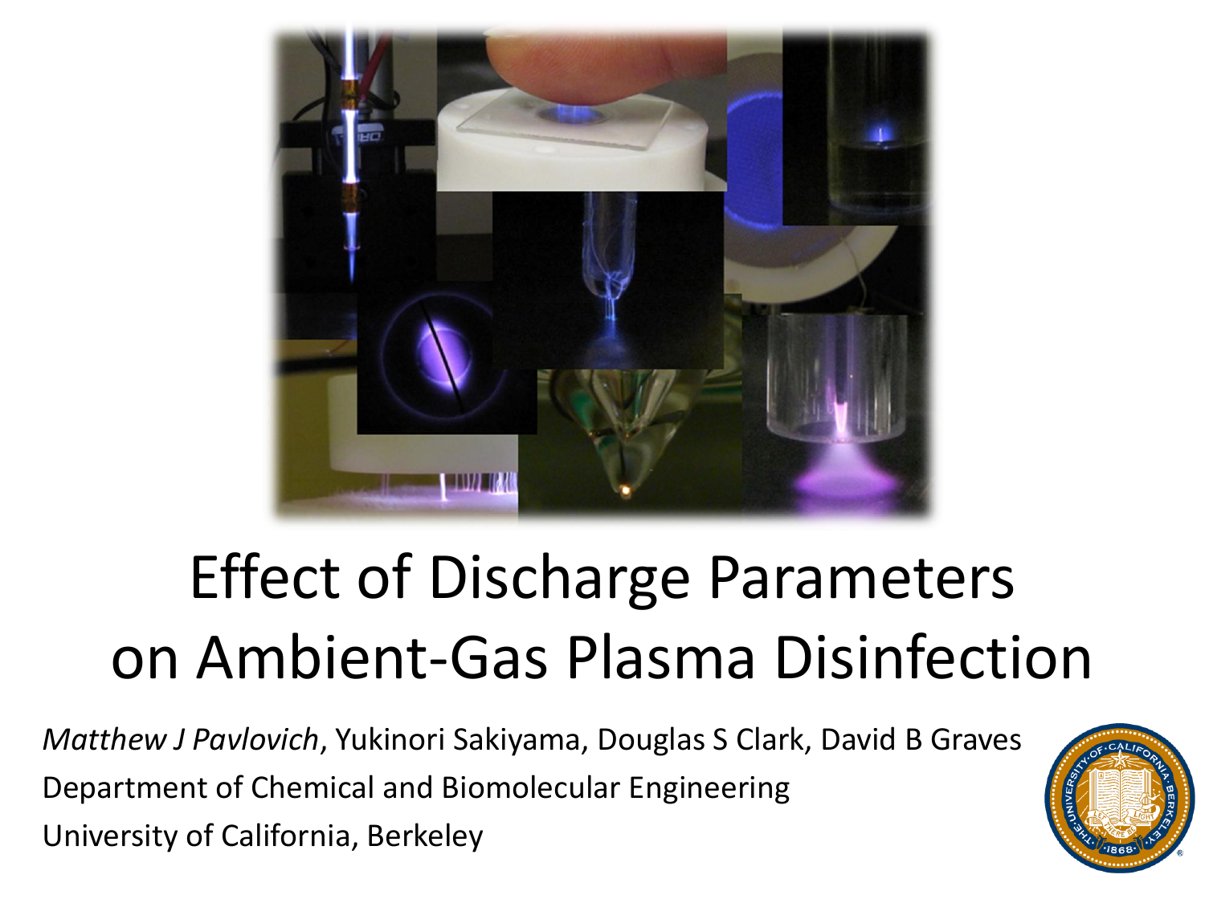# Effect of Discharge Parameters on Ambient-Gas Plasma Disinfection

*Matthew J Pavlovich*, Yukinori Sakiyama, Douglas S Clark, David B Graves

Department of Chemical and Biomolecular Engineering

University of California, Berkeley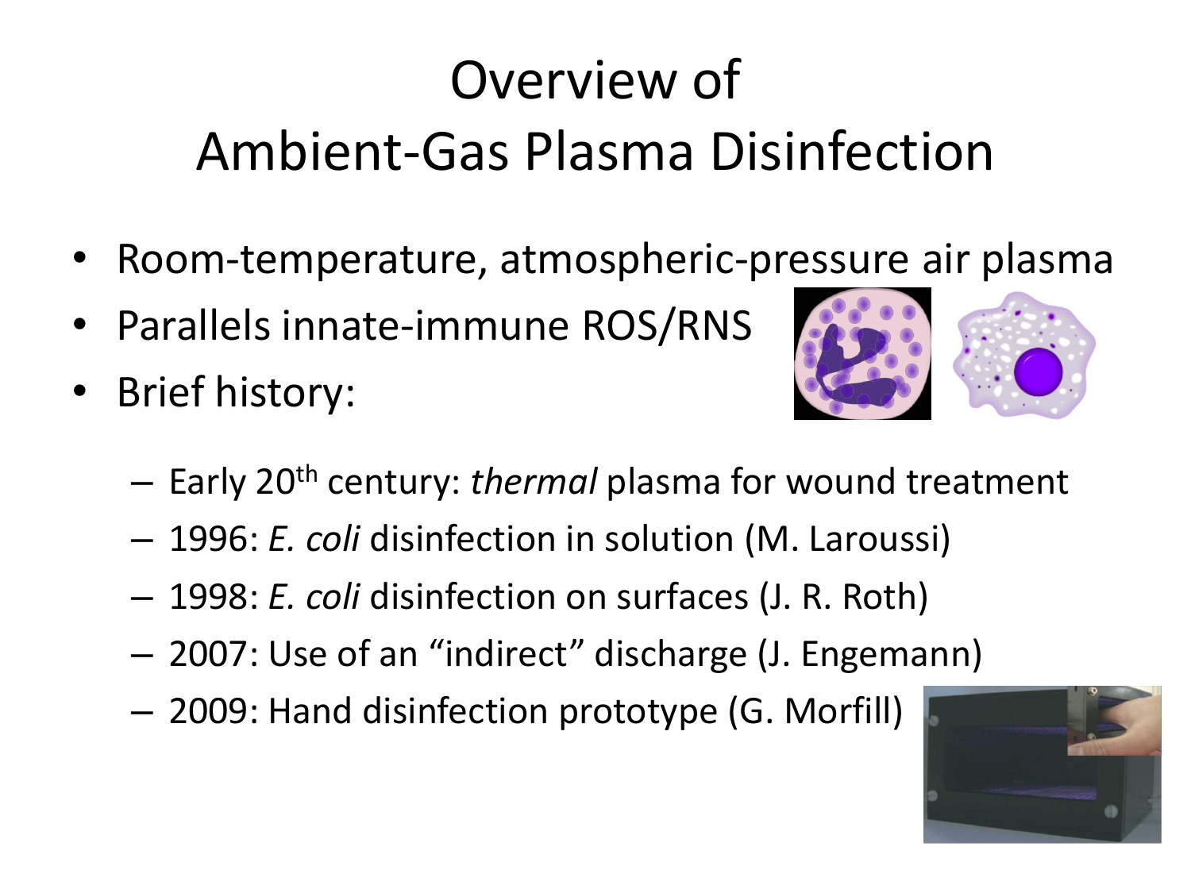# Overview of Ambient-Gas Plasma Disinfection

- Room-temperature, atmospheric-pressure air plasma
- Parallels innate-immune ROS/RNS
- Brief history:
  - Early 20th century: *thermal* plasma for wound treatment
  - 1996: *E. coli* disinfection in solution (M. Laroussi)
  - 1998: *E. coli* disinfection on surfaces (J. R. Roth)
  - 2007: Use of an "indirect" discharge (J. Engemann)
  - 2009: Hand disinfection prototype (G. Morfill)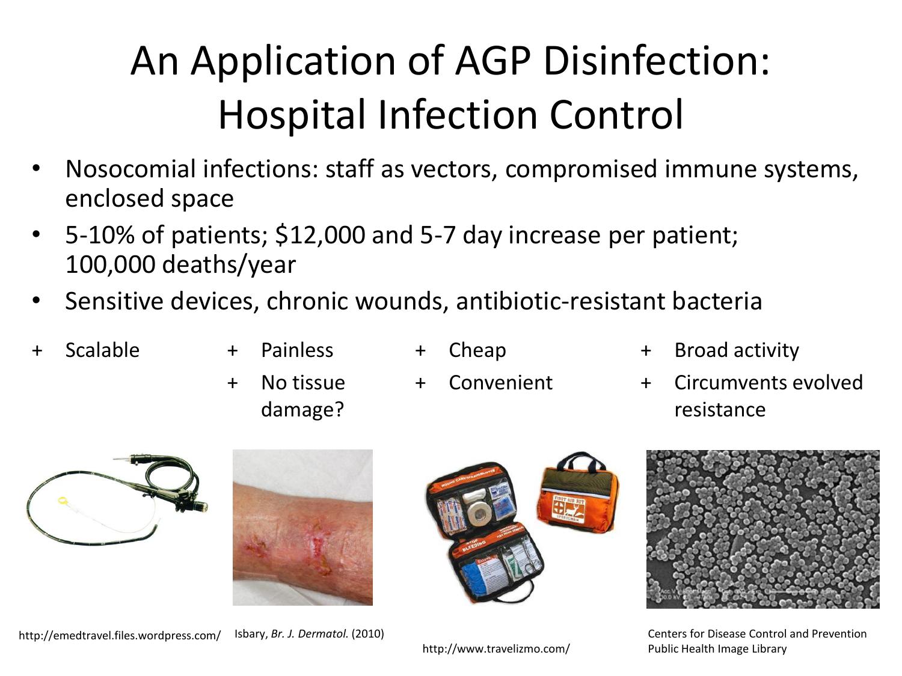# An Application of AGP Disinfection: Hospital Infection Control

- Nosocomial infections: staff as vectors, compromised immune systems, enclosed space
- 5-10% of patients; $12,000 and 5-7 day increase per patient; 100,000 deaths/year
- Sensitive devices, chronic wounds, antibiotic-resistant bacteria

+ Scalable
+ Painless
+ No tissue damage?
+ Cheap
+ Convenient
+ Broad activity
+ Circumvents evolved resistance

http://emedtravel.files.wordpress.com/

Isbary, *Br. J. Dermatol.* (2010)

http://www.travelizmo.com/

Centers for Disease Control and Prevention Public Health Image Library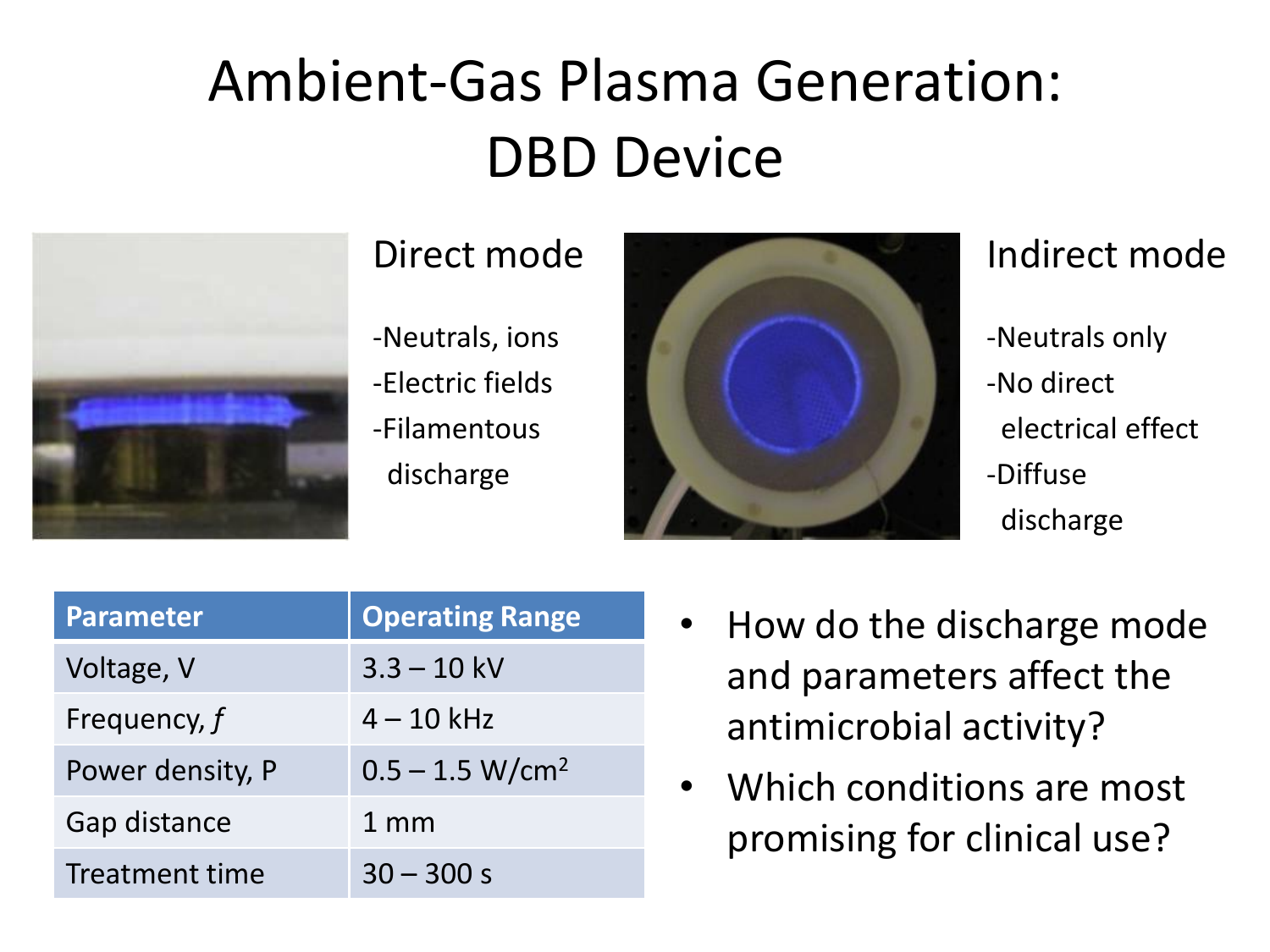# Ambient-Gas Plasma Generation: DBD Device

### Direct mode

- Neutrals, ions
- Electric fields
- Filamentous discharge

### Indirect mode

- Neutrals only
- No direct electrical effect
- Diffuse discharge

| Parameter | Operating Range |
| --- | --- |
| Voltage, V | 3.3 – 10 kV |
| Frequency, $f$ | 4 – 10 kHz |
| Power density, P | 0.5 – 1.5 W/cm$^2$ |
| Gap distance | 1 mm |
| Treatment time | 30 – 300 s |

- How do the discharge mode and parameters affect the antimicrobial activity?
- Which conditions are most promising for clinical use?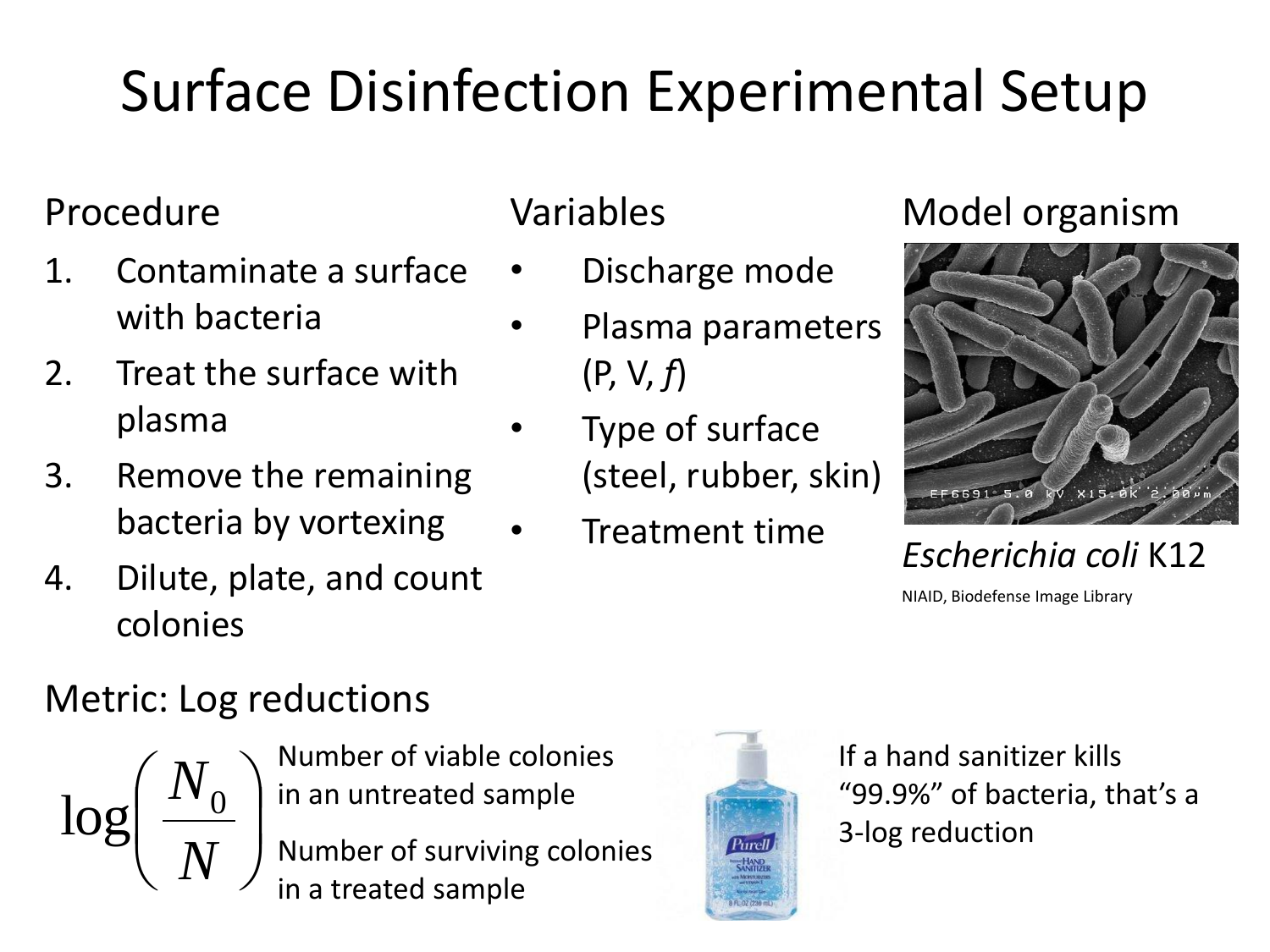# Surface Disinfection Experimental Setup

## Procedure

1. Contaminate a surface with bacteria
2. Treat the surface with plasma
3. Remove the remaining bacteria by vortexing
4. Dilute, plate, and count colonies

## Variables

- Discharge mode
- Plasma parameters (P, V, *f*)
- Type of surface (steel, rubber, skin)
- Treatment time

## Model organism

*Escherichia coli* K12

NIAID, Biodefense Image Library

## Metric: Log reductions

$$\log\left(\frac{N_0}{N}\right)$$

$N_0$: Number of viable colonies in an untreated sample

$N$: Number of surviving colonies in a treated sample

If a hand sanitizer kills "99.9%" of bacteria, that's a 3-log reduction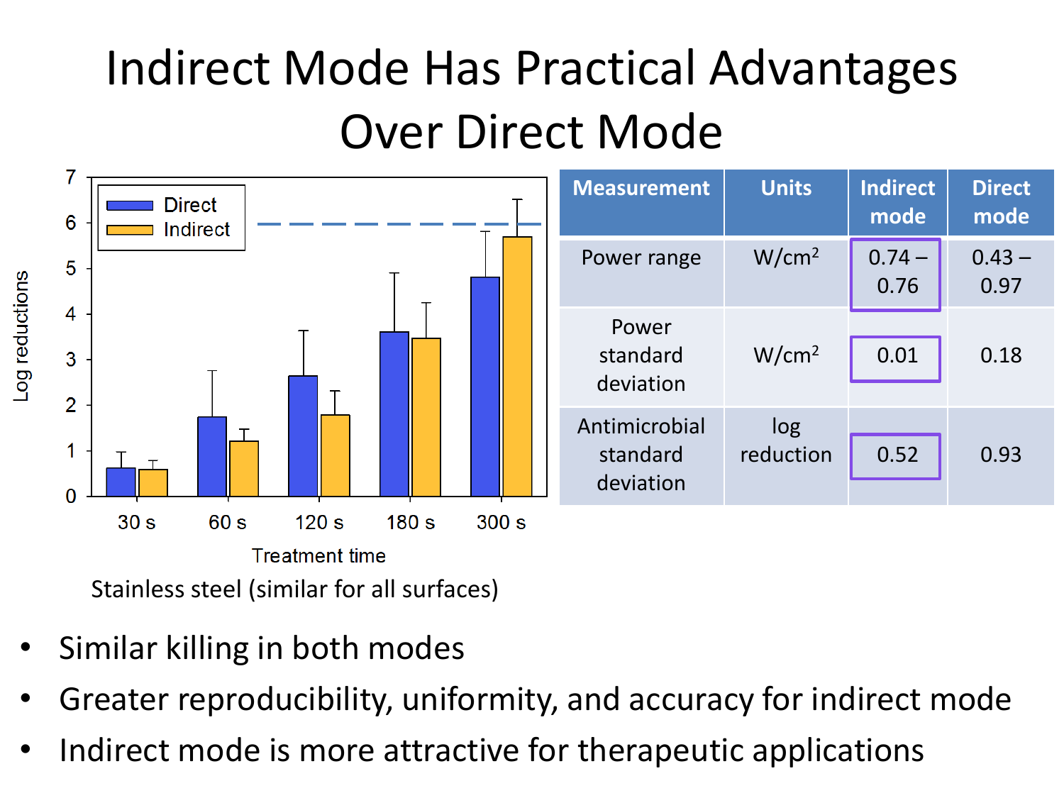# Indirect Mode Has Practical Advantages Over Direct Mode

Stainless steel (similar for all surfaces)

| Measurement | Units | Indirect mode | Direct mode |
|---|---|---|---|
| Power range | W/cm$^2$ | 0.74 – 0.76 | 0.43 – 0.97 |
| Power standard deviation | W/cm$^2$ | 0.01 | 0.18 |
| Antimicrobial standard deviation | log reduction | 0.52 | 0.93 |

- Similar killing in both modes
- Greater reproducibility, uniformity, and accuracy for indirect mode
- Indirect mode is more attractive for therapeutic applications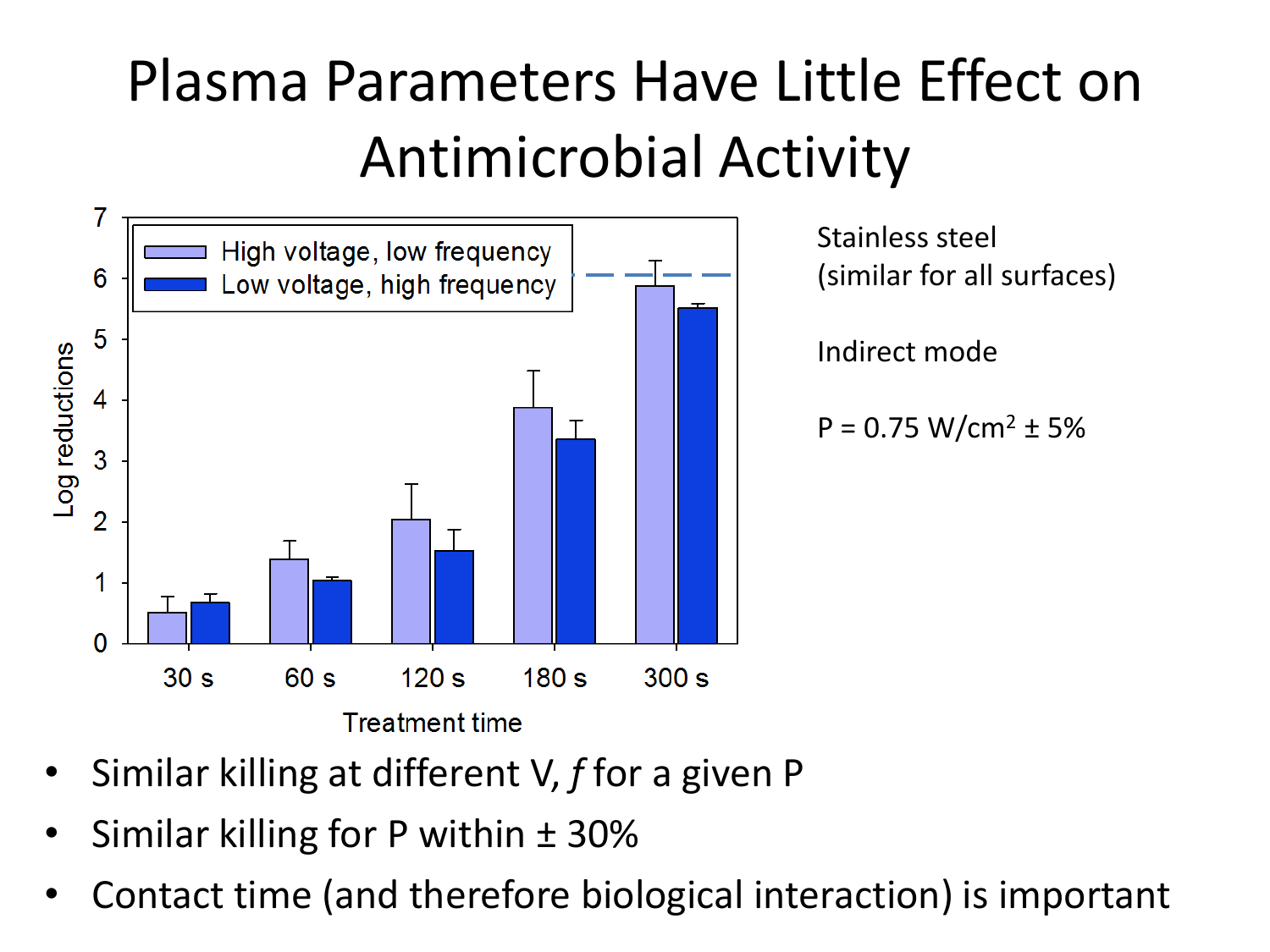# Plasma Parameters Have Little Effect on Antimicrobial Activity

Stainless steel (similar for all surfaces)

Indirect mode

P = 0.75 W/cm$^2$ ± 5%

- Similar killing at different V, *f* for a given P
- Similar killing for P within ± 30%
- Contact time (and therefore biological interaction) is important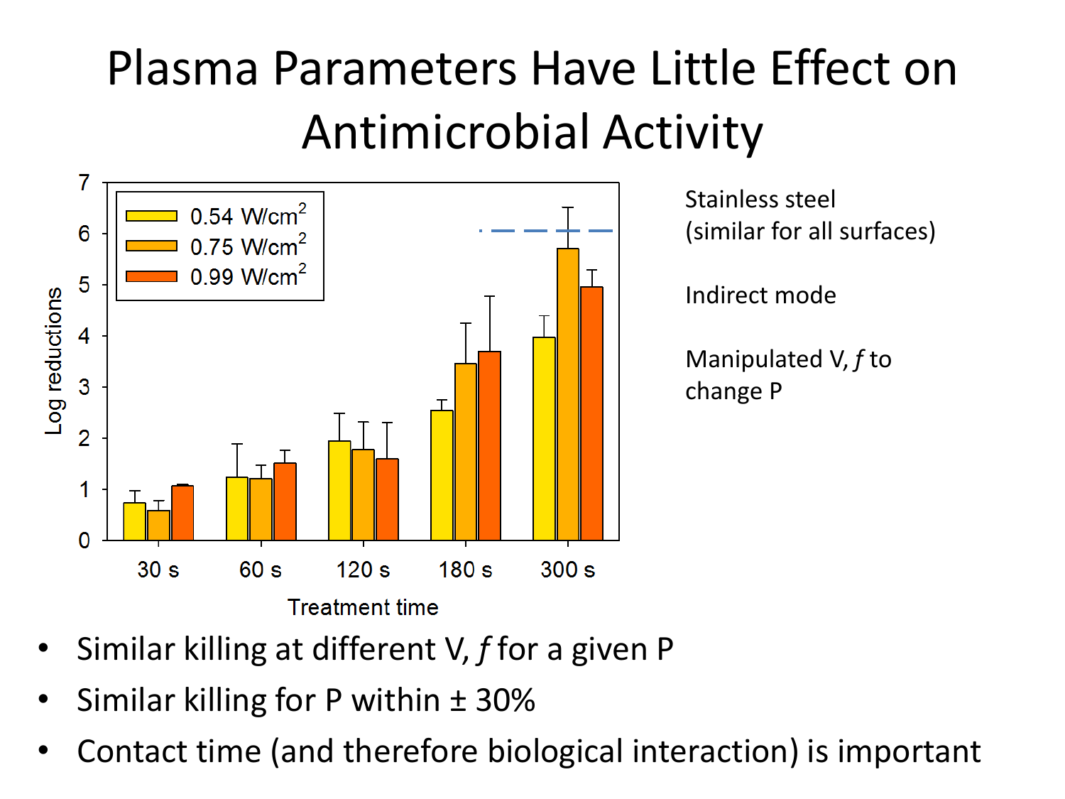# Plasma Parameters Have Little Effect on Antimicrobial Activity

Stainless steel
(similar for all surfaces)

Indirect mode

Manipulated V, *f* to change P

- Similar killing at different V, *f* for a given P
- Similar killing for P within ± 30%
- Contact time (and therefore biological interaction) is important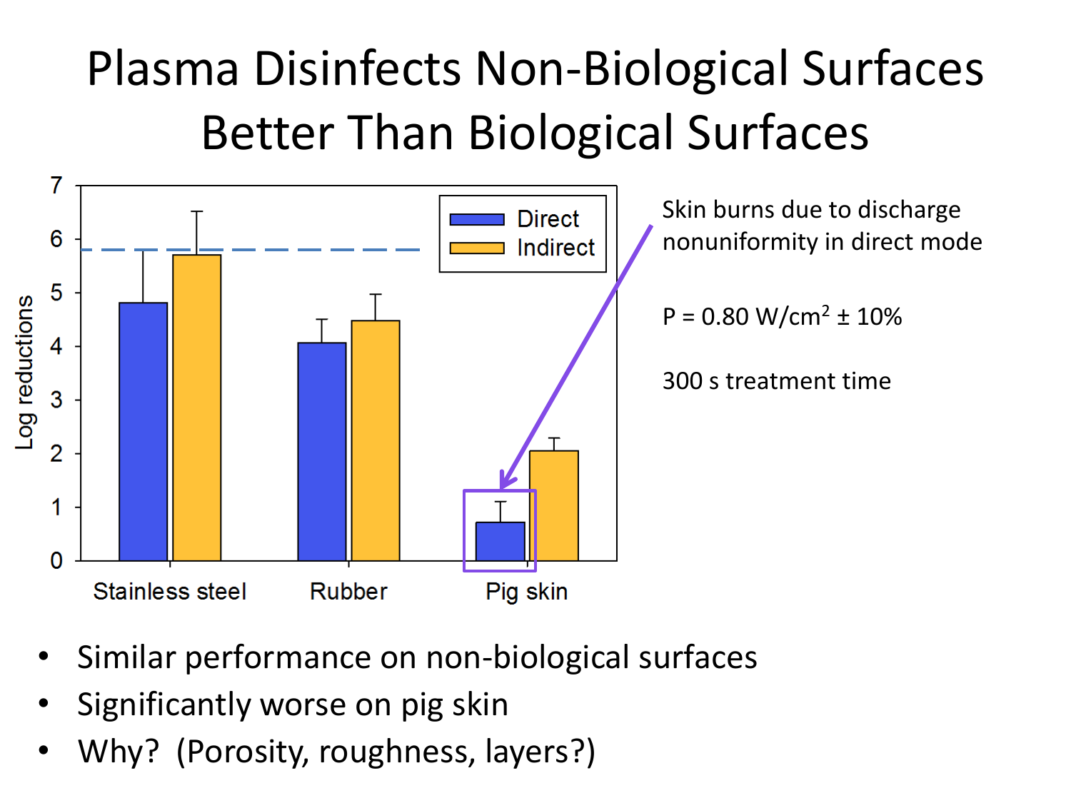# Plasma Disinfects Non-Biological Surfaces Better Than Biological Surfaces

Skin burns due to discharge nonuniformity in direct mode

$P = 0.80\ W/cm^2 \pm 10\%$

300 s treatment time

- Similar performance on non-biological surfaces
- Significantly worse on pig skin
- Why? (Porosity, roughness, layers?)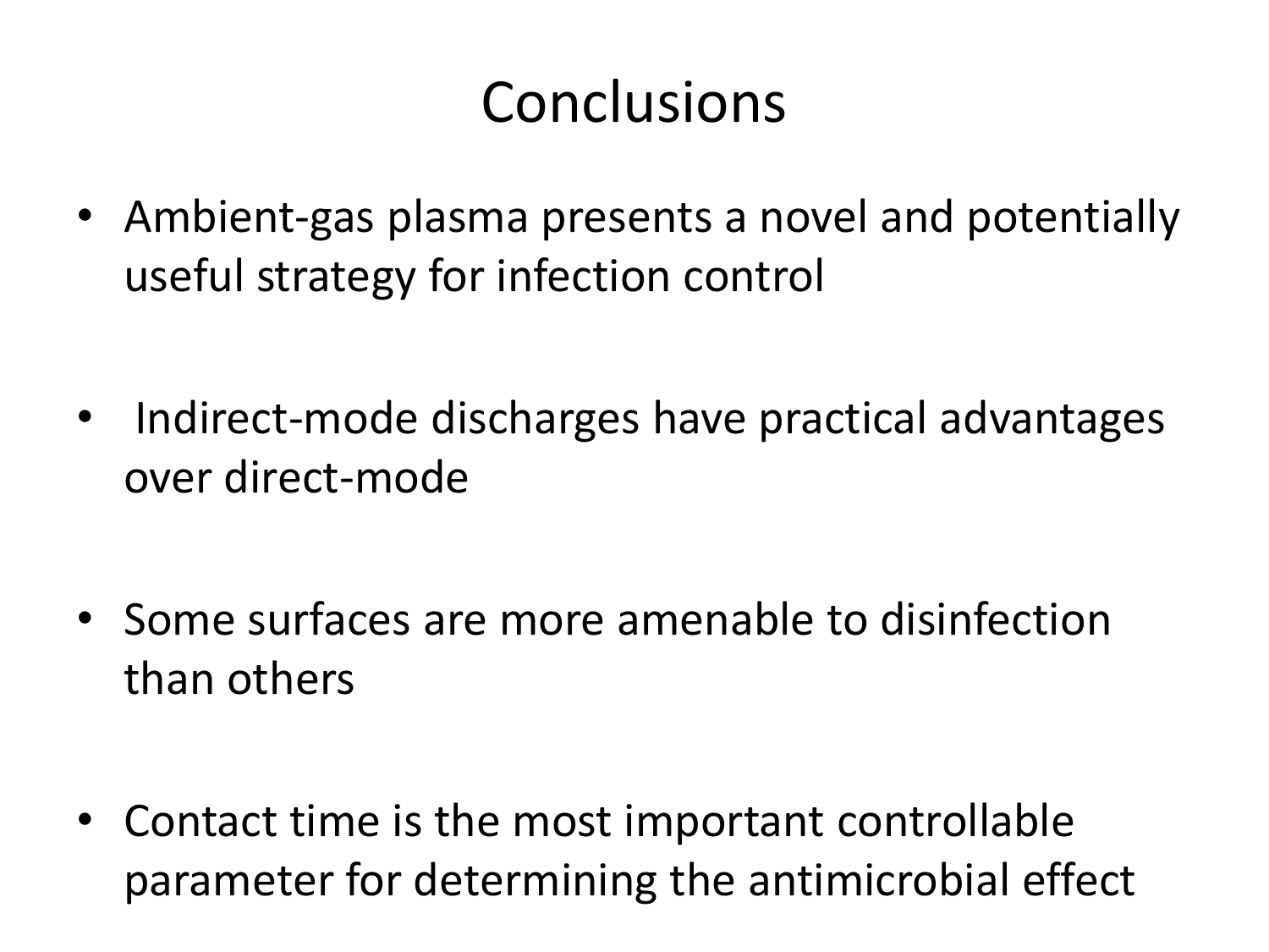# Conclusions

- Ambient-gas plasma presents a novel and potentially useful strategy for infection control
- Indirect-mode discharges have practical advantages over direct-mode
- Some surfaces are more amenable to disinfection than others
- Contact time is the most important controllable parameter for determining the antimicrobial effect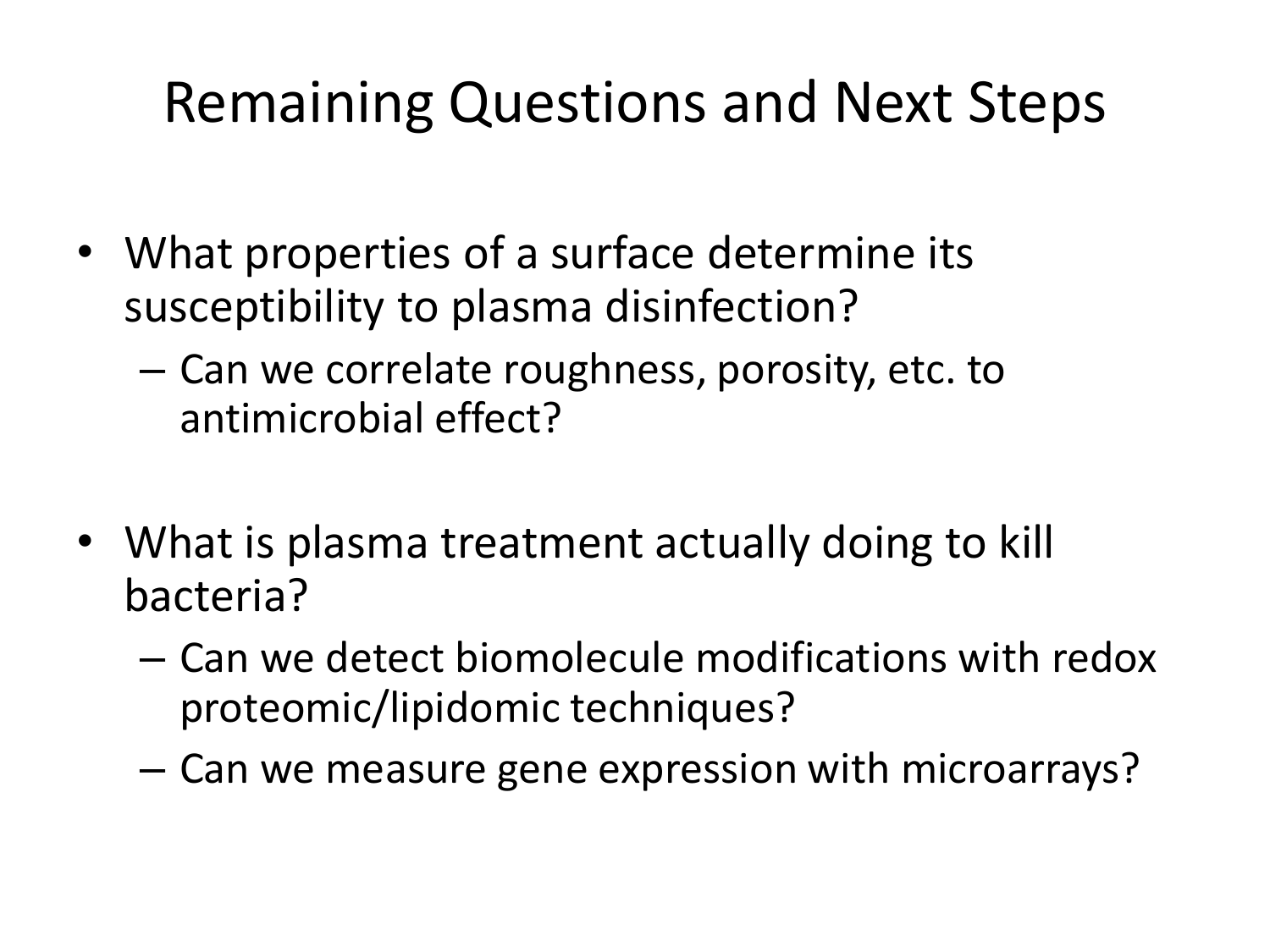# Remaining Questions and Next Steps

- What properties of a surface determine its susceptibility to plasma disinfection?
  - Can we correlate roughness, porosity, etc. to antimicrobial effect?
- What is plasma treatment actually doing to kill bacteria?
  - Can we detect biomolecule modifications with redox proteomic/lipidomic techniques?
  - Can we measure gene expression with microarrays?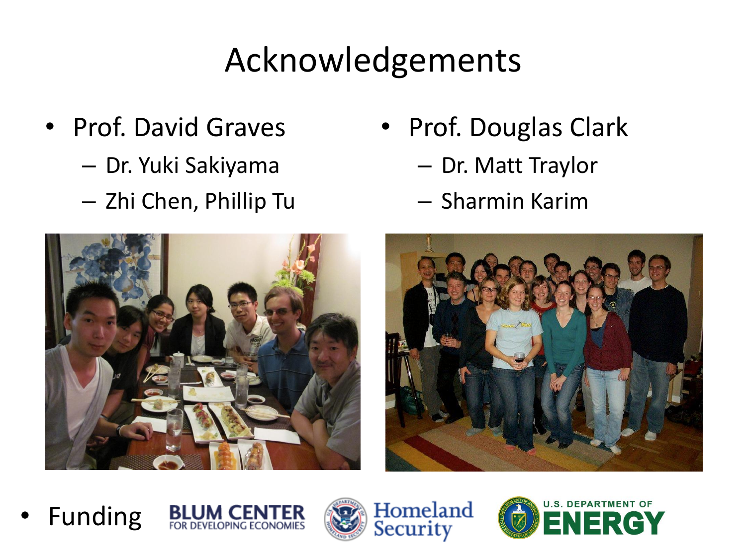# Acknowledgements

- Prof. David Graves
  - Dr. Yuki Sakiyama
  - Zhi Chen, Phillip Tu
- Prof. Douglas Clark
  - Dr. Matt Traylor
  - Sharmin Karim

- Funding

BLUM CENTER FOR DEVELOPING ECONOMIES

Homeland Security

U.S. DEPARTMENT OF ENERGY